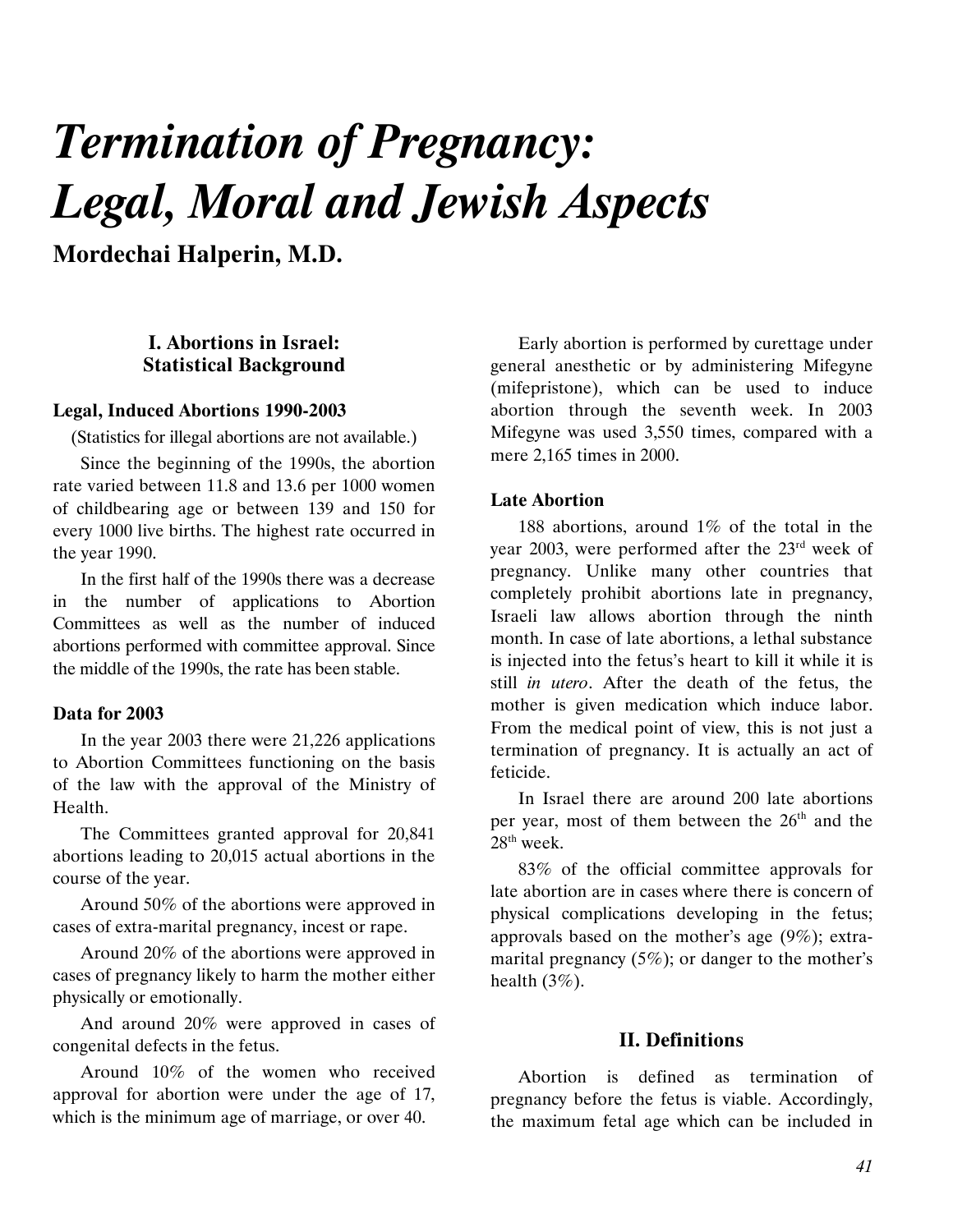# *Termination of Pregnancy: Legal, Moral and Jewish Aspects*

**Mordechai Halperin, M.D.**

## I. Abortions in Israel: Statistical Background

### Legal, Induced Abortions 1990-2003

(Statistics for illegal abortions are not available.)

Since the beginning of the 1990s, the abortion rate varied between 11.8 and 13.6 per 1000 women of childbearing age or between 139 and 150 for every 1000 live births. The highest rate occurred in the year 1990.

In the first half of the 1990s there was a decrease in the number of applications to Abortion Committees as well as the number of induced abortions performed with committee approval. Since the middle of the 1990s, the rate has been stable.

### Data for 2003

In the year 2003 there were 21,226 applications to Abortion Committees functioning on the basis of the law with the approval of the Ministry of Health.

The Committees granted approval for 20,841 abortions leading to 20,015 actual abortions in the course of the year.

Around 50% of the abortions were approved in cases of extra-marital pregnancy, incest or rape.

Around 20% of the abortions were approved in cases of pregnancy likely to harm the mother either physically or emotionally.

And around 20% were approved in cases of congenital defects in the fetus.

Around 10% of the women who received approval for abortion were under the age of 17, which is the minimum age of marriage, or over 40.

Early abortion is performed by curettage under general anesthetic or by administering Mifegyne (mifepristone), which can be used to induce abortion through the seventh week. In 2003 Mifegyne was used 3,550 times, compared with a mere 2,165 times in 2000.

### Late Abortion

188 abortions, around 1% of the total in the year 2003, were performed after the 23rd week of pregnancy. Unlike many other countries that completely prohibit abortions late in pregnancy, Israeli law allows abortion through the ninth month. In case of late abortions, a lethal substance is injected into the fetus's heart to kill it while it is still *in utero*. After the death of the fetus, the mother is given medication which induce labor. From the medical point of view, this is not just a termination of pregnancy. It is actually an act of feticide.

In Israel there are around 200 late abortions per year, most of them between the 26th and the 28th week.

83% of the official committee approvals for late abortion are in cases where there is concern of physical complications developing in the fetus; approvals based on the mother's age (9%); extra-marital pregnancy (5%); or danger to the mother's health (3%).

## II. Definitions

Abortion is defined as termination of pregnancy before the fetus is viable. Accordingly, the maximum fetal age which can be included in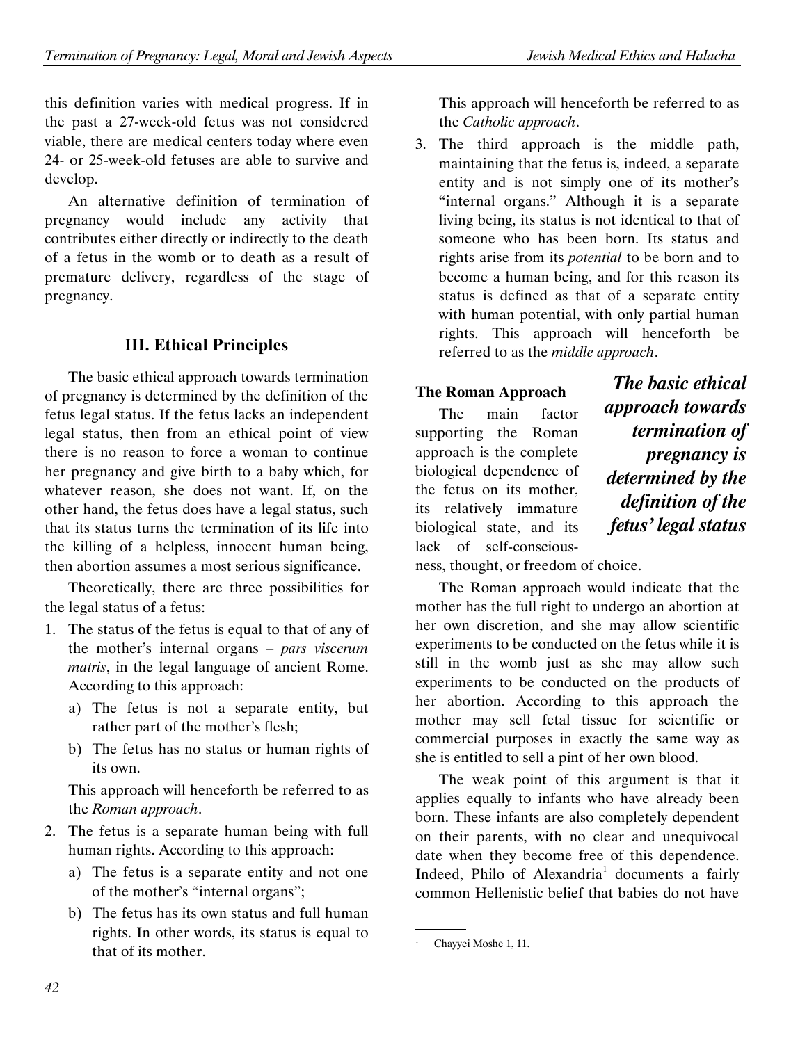this definition varies with medical progress. If in the past a 27-week-old fetus was not considered viable, there are medical centers today where even 24- or 25-week-old fetuses are able to survive and develop.

An alternative definition of termination of pregnancy would include any activity that contributes either directly or indirectly to the death of a fetus in the womb or to death as a result of premature delivery, regardless of the stage of pregnancy.

## III. Ethical Principles

The basic ethical approach towards termination of pregnancy is determined by the definition of the fetus legal status. If the fetus lacks an independent legal status, then from an ethical point of view there is no reason to force a woman to continue her pregnancy and give birth to a baby which, for whatever reason, she does not want. If, on the other hand, the fetus does have a legal status, such that its status turns the termination of its life into the killing of a helpless, innocent human being, then abortion assumes a most serious significance.

Theoretically, there are three possibilities for the legal status of a fetus:

1. The status of the fetus is equal to that of any of the mother's internal organs – *pars viscerum matris*, in the legal language of ancient Rome. According to this approach:
   a) The fetus is not a separate entity, but rather part of the mother's flesh;
   b) The fetus has no status or human rights of its own.

   This approach will henceforth be referred to as the *Roman approach*.
2. The fetus is a separate human being with full human rights. According to this approach:
   a) The fetus is a separate entity and not one of the mother's "internal organs";
   b) The fetus has its own status and full human rights. In other words, its status is equal to that of its mother.

   This approach will henceforth be referred to as the *Catholic approach*.
3. The third approach is the middle path, maintaining that the fetus is, indeed, a separate entity and is not simply one of its mother's "internal organs." Although it is a separate living being, its status is not identical to that of someone who has been born. Its status and rights arise from its *potential* to be born and to become a human being, and for this reason its status is defined as that of a separate entity with human potential, with only partial human rights. This approach will henceforth be referred to as the *middle approach*.

**The Roman Approach**

The main factor supporting the Roman approach is the complete biological dependence of the fetus on its mother, its relatively immature biological state, and its lack of self-consciousness, thought, or freedom of choice.

***The basic ethical approach towards termination of pregnancy is determined by the definition of the fetus' legal status***

The Roman approach would indicate that the mother has the full right to undergo an abortion at her own discretion, and she may allow scientific experiments to be conducted on the fetus while it is still in the womb just as she may allow such experiments to be conducted on the products of her abortion. According to this approach the mother may sell fetal tissue for scientific or commercial purposes in exactly the same way as she is entitled to sell a pint of her own blood.

The weak point of this argument is that it applies equally to infants who have already been born. These infants are also completely dependent on their parents, with no clear and unequivocal date when they become free of this dependence. Indeed, Philo of Alexandria[1] documents a fairly common Hellenistic belief that babies do not have

[1] Chayyei Moshe 1, 11.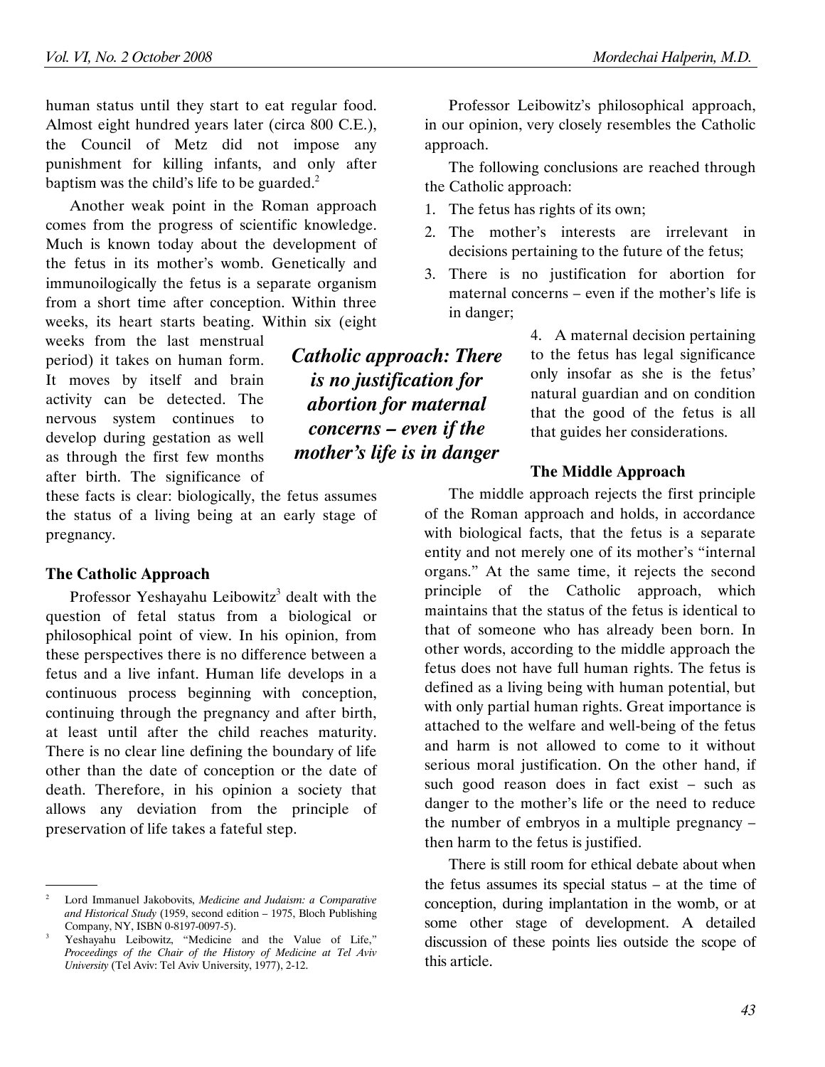human status until they start to eat regular food. Almost eight hundred years later (circa 800 C.E.), the Council of Metz did not impose any punishment for killing infants, and only after baptism was the child's life to be guarded.[2]

Another weak point in the Roman approach comes from the progress of scientific knowledge. Much is known today about the development of the fetus in its mother's womb. Genetically and immunoilogically the fetus is a separate organism from a short time after conception. Within three weeks, its heart starts beating. Within six (eight weeks from the last menstrual period) it takes on human form. It moves by itself and brain activity can be detected. The nervous system continues to develop during gestation as well as through the first few months after birth. The significance of these facts is clear: biologically, the fetus assumes the status of a living being at an early stage of pregnancy.

### The Catholic Approach

Professor Yeshayahu Leibowitz[3] dealt with the question of fetal status from a biological or philosophical point of view. In his opinion, from these perspectives there is no difference between a fetus and a live infant. Human life develops in a continuous process beginning with conception, continuing through the pregnancy and after birth, at least until after the child reaches maturity. There is no clear line defining the boundary of life other than the date of conception or the date of death. Therefore, in his opinion a society that allows any deviation from the principle of preservation of life takes a fateful step.

Professor Leibowitz's philosophical approach, in our opinion, very closely resembles the Catholic approach.

The following conclusions are reached through the Catholic approach:

1. The fetus has rights of its own;
2. The mother's interests are irrelevant in decisions pertaining to the future of the fetus;
3. There is no justification for abortion for maternal concerns – even if the mother's life is in danger;
4. A maternal decision pertaining to the fetus has legal significance only insofar as she is the fetus' natural guardian and on condition that the good of the fetus is all that guides her considerations.

***Catholic approach: There is no justification for abortion for maternal concerns – even if the mother's life is in danger***

### The Middle Approach

The middle approach rejects the first principle of the Roman approach and holds, in accordance with biological facts, that the fetus is a separate entity and not merely one of its mother's "internal organs." At the same time, it rejects the second principle of the Catholic approach, which maintains that the status of the fetus is identical to that of someone who has already been born. In other words, according to the middle approach the fetus does not have full human rights. The fetus is defined as a living being with human potential, but with only partial human rights. Great importance is attached to the welfare and well-being of the fetus and harm is not allowed to come to it without serious moral justification. On the other hand, if such good reason does in fact exist – such as danger to the mother's life or the need to reduce the number of embryos in a multiple pregnancy – then harm to the fetus is justified.

There is still room for ethical debate about when the fetus assumes its special status – at the time of conception, during implantation in the womb, or at some other stage of development. A detailed discussion of these points lies outside the scope of this article.

---

[2] Lord Immanuel Jakobovits, *Medicine and Judaism: a Comparative and Historical Study* (1959, second edition – 1975, Bloch Publishing Company, NY, ISBN 0-8197-0097-5).

[3] Yeshayahu Leibowitz, "Medicine and the Value of Life," *Proceedings of the Chair of the History of Medicine at Tel Aviv University* (Tel Aviv: Tel Aviv University, 1977), 2-12.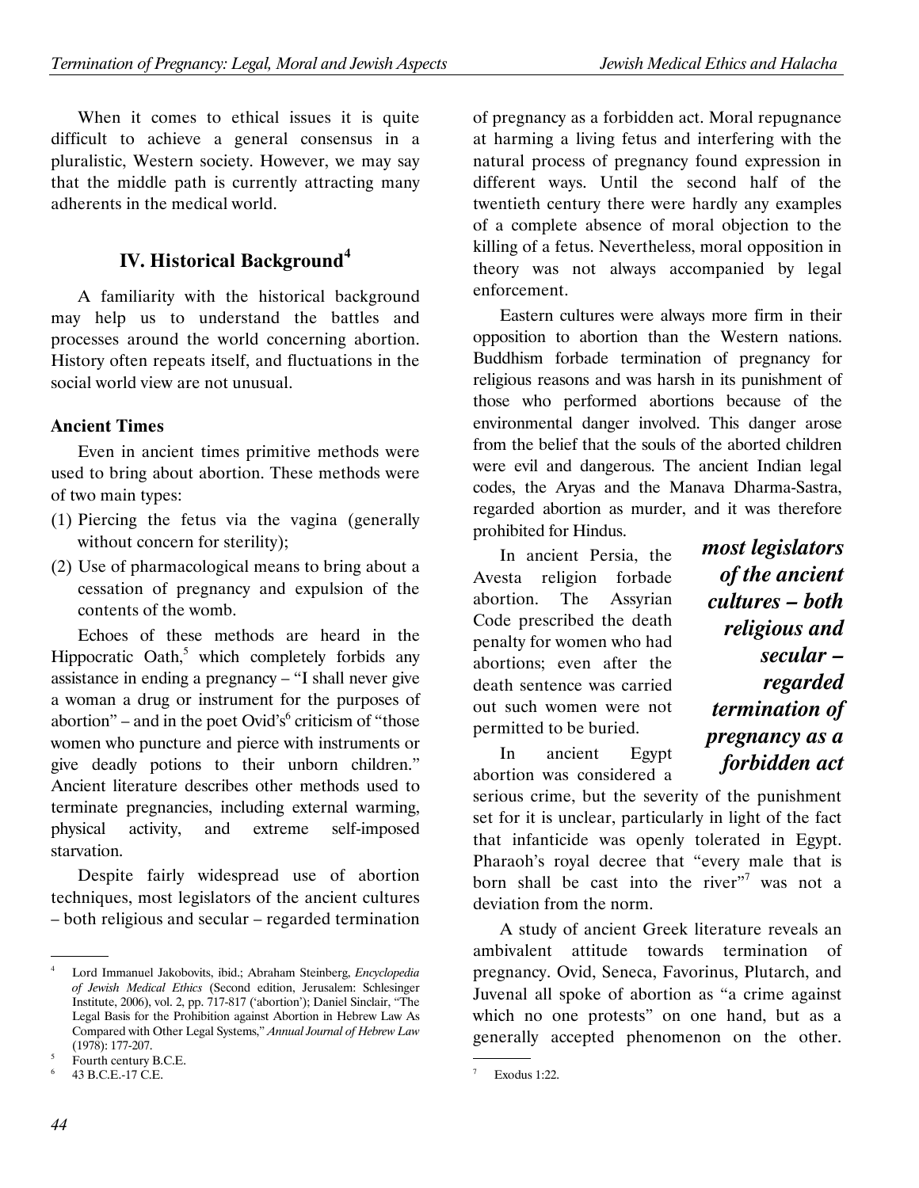When it comes to ethical issues it is quite difficult to achieve a general consensus in a pluralistic, Western society. However, we may say that the middle path is currently attracting many adherents in the medical world.

## IV. Historical Background[4]

A familiarity with the historical background may help us to understand the battles and processes around the world concerning abortion. History often repeats itself, and fluctuations in the social world view are not unusual.

### Ancient Times

Even in ancient times primitive methods were used to bring about abortion. These methods were of two main types:

(1) Piercing the fetus via the vagina (generally without concern for sterility);
(2) Use of pharmacological means to bring about a cessation of pregnancy and expulsion of the contents of the womb.

Echoes of these methods are heard in the Hippocratic Oath,[5] which completely forbids any assistance in ending a pregnancy – "I shall never give a woman a drug or instrument for the purposes of abortion" – and in the poet Ovid's[6] criticism of "those women who puncture and pierce with instruments or give deadly potions to their unborn children." Ancient literature describes other methods used to terminate pregnancies, including external warming, physical activity, and extreme self-imposed starvation.

Despite fairly widespread use of abortion techniques, most legislators of the ancient cultures – both religious and secular – regarded termination of pregnancy as a forbidden act. Moral repugnance at harming a living fetus and interfering with the natural process of pregnancy found expression in different ways. Until the second half of the twentieth century there were hardly any examples of a complete absence of moral objection to the killing of a fetus. Nevertheless, moral opposition in theory was not always accompanied by legal enforcement.

Eastern cultures were always more firm in their opposition to abortion than the Western nations. Buddhism forbade termination of pregnancy for religious reasons and was harsh in its punishment of those who performed abortions because of the environmental danger involved. This danger arose from the belief that the souls of the aborted children were evil and dangerous. The ancient Indian legal codes, the Aryas and the Manava Dharma-Sastra, regarded abortion as murder, and it was therefore prohibited for Hindus.

***most legislators of the ancient cultures – both religious and secular – regarded termination of pregnancy as a forbidden act***

In ancient Persia, the Avesta religion forbade abortion. The Assyrian Code prescribed the death penalty for women who had abortions; even after the death sentence was carried out such women were not permitted to be buried.

In ancient Egypt abortion was considered a serious crime, but the severity of the punishment set for it is unclear, particularly in light of the fact that infanticide was openly tolerated in Egypt. Pharaoh's royal decree that "every male that is born shall be cast into the river"[7] was not a deviation from the norm.

A study of ancient Greek literature reveals an ambivalent attitude towards termination of pregnancy. Ovid, Seneca, Favorinus, Plutarch, and Juvenal all spoke of abortion as "a crime against which no one protests" on one hand, but as a generally accepted phenomenon on the other.

---

[4] Lord Immanuel Jakobovits, ibid.; Abraham Steinberg, *Encyclopedia of Jewish Medical Ethics* (Second edition, Jerusalem: Schlesinger Institute, 2006), vol. 2, pp. 717-817 ('abortion'); Daniel Sinclair, "The Legal Basis for the Prohibition against Abortion in Hebrew Law As Compared with Other Legal Systems," *Annual Journal of Hebrew Law* (1978): 177-207.

[5] Fourth century B.C.E.

[6] 43 B.C.E.-17 C.E.

[7] Exodus 1:22.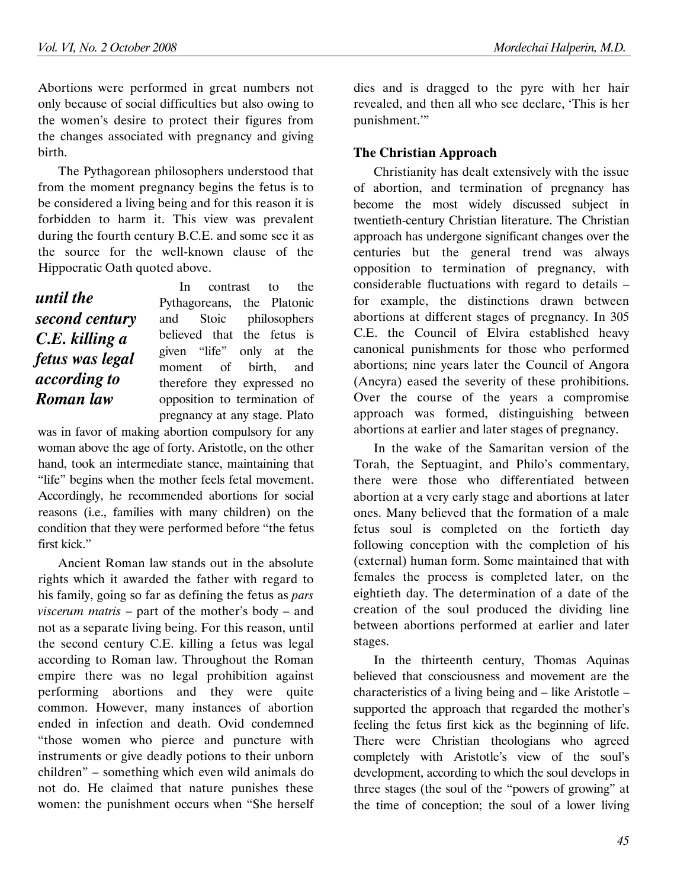Abortions were performed in great numbers not only because of social difficulties but also owing to the women's desire to protect their figures from the changes associated with pregnancy and giving birth.

The Pythagorean philosophers understood that from the moment pregnancy begins the fetus is to be considered a living being and for this reason it is forbidden to harm it. This view was prevalent during the fourth century B.C.E. and some see it as the source for the well-known clause of the Hippocratic Oath quoted above.

In contrast to the Pythagoreans, the Platonic and Stoic philosophers believed that the fetus is given "life" only at the moment of birth, and therefore they expressed no opposition to termination of pregnancy at any stage. Plato was in favor of making abortion compulsory for any woman above the age of forty. Aristotle, on the other hand, took an intermediate stance, maintaining that "life" begins when the mother feels fetal movement. Accordingly, he recommended abortions for social reasons (i.e., families with many children) on the condition that they were performed before "the fetus first kick."

***until the second century C.E. killing a fetus was legal according to Roman law***

Ancient Roman law stands out in the absolute rights which it awarded the father with regard to his family, going so far as defining the fetus as *pars viscerum matris* – part of the mother's body – and not as a separate living being. For this reason, until the second century C.E. killing a fetus was legal according to Roman law. Throughout the Roman empire there was no legal prohibition against performing abortions and they were quite common. However, many instances of abortion ended in infection and death. Ovid condemned "those women who pierce and puncture with instruments or give deadly potions to their unborn children" – something which even wild animals do not do. He claimed that nature punishes these women: the punishment occurs when "She herself dies and is dragged to the pyre with her hair revealed, and then all who see declare, 'This is her punishment.'"

## The Christian Approach

Christianity has dealt extensively with the issue of abortion, and termination of pregnancy has become the most widely discussed subject in twentieth-century Christian literature. The Christian approach has undergone significant changes over the centuries but the general trend was always opposition to termination of pregnancy, with considerable fluctuations with regard to details – for example, the distinctions drawn between abortions at different stages of pregnancy. In 305 C.E. the Council of Elvira established heavy canonical punishments for those who performed abortions; nine years later the Council of Angora (Ancyra) eased the severity of these prohibitions. Over the course of the years a compromise approach was formed, distinguishing between abortions at earlier and later stages of pregnancy.

In the wake of the Samaritan version of the Torah, the Septuagint, and Philo's commentary, there were those who differentiated between abortion at a very early stage and abortions at later ones. Many believed that the formation of a male fetus soul is completed on the fortieth day following conception with the completion of his (external) human form. Some maintained that with females the process is completed later, on the eightieth day. The determination of a date of the creation of the soul produced the dividing line between abortions performed at earlier and later stages.

In the thirteenth century, Thomas Aquinas believed that consciousness and movement are the characteristics of a living being and – like Aristotle – supported the approach that regarded the mother's feeling the fetus first kick as the beginning of life. There were Christian theologians who agreed completely with Aristotle's view of the soul's development, according to which the soul develops in three stages (the soul of the "powers of growing" at the time of conception; the soul of a lower living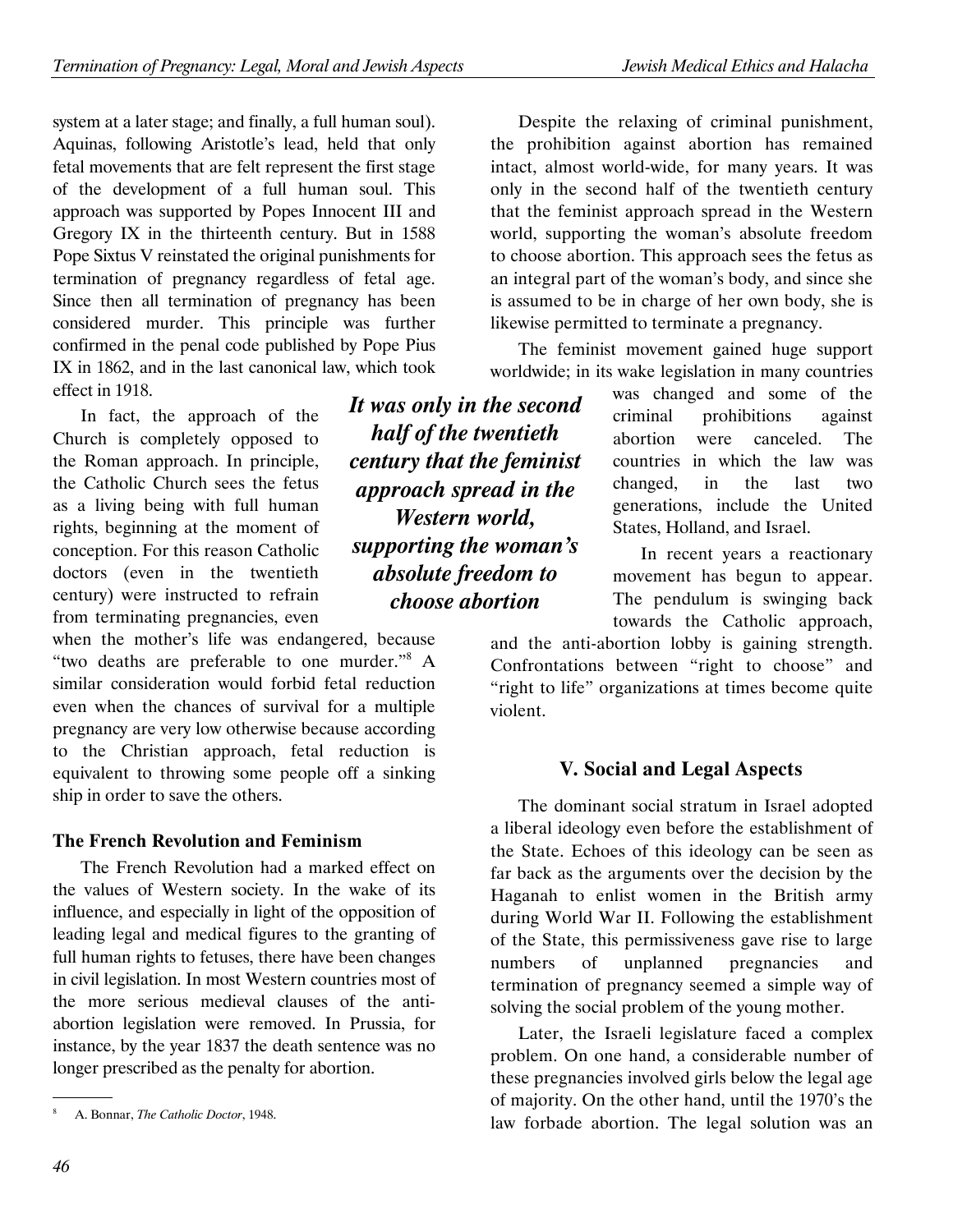system at a later stage; and finally, a full human soul). Aquinas, following Aristotle's lead, held that only fetal movements that are felt represent the first stage of the development of a full human soul. This approach was supported by Popes Innocent III and Gregory IX in the thirteenth century. But in 1588 Pope Sixtus V reinstated the original punishments for termination of pregnancy regardless of fetal age. Since then all termination of pregnancy has been considered murder. This principle was further confirmed in the penal code published by Pope Pius IX in 1862, and in the last canonical law, which took effect in 1918.

In fact, the approach of the Church is completely opposed to the Roman approach. In principle, the Catholic Church sees the fetus as a living being with full human rights, beginning at the moment of conception. For this reason Catholic doctors (even in the twentieth century) were instructed to refrain from terminating pregnancies, even when the mother's life was endangered, because "two deaths are preferable to one murder."[8] A similar consideration would forbid fetal reduction even when the chances of survival for a multiple pregnancy are very low otherwise because according to the Christian approach, fetal reduction is equivalent to throwing some people off a sinking ship in order to save the others.

### The French Revolution and Feminism

The French Revolution had a marked effect on the values of Western society. In the wake of its influence, and especially in light of the opposition of leading legal and medical figures to the granting of full human rights to fetuses, there have been changes in civil legislation. In most Western countries most of the more serious medieval clauses of the anti-abortion legislation were removed. In Prussia, for instance, by the year 1837 the death sentence was no longer prescribed as the penalty for abortion.

Despite the relaxing of criminal punishment, the prohibition against abortion has remained intact, almost world-wide, for many years. It was only in the second half of the twentieth century that the feminist approach spread in the Western world, supporting the woman's absolute freedom to choose abortion. This approach sees the fetus as an integral part of the woman's body, and since she is assumed to be in charge of her own body, she is likewise permitted to terminate a pregnancy.

***It was only in the second half of the twentieth century that the feminist approach spread in the Western world, supporting the woman's absolute freedom to choose abortion***

The feminist movement gained huge support worldwide; in its wake legislation in many countries was changed and some of the criminal prohibitions against abortion were canceled. The countries in which the law was changed, in the last two generations, include the United States, Holland, and Israel.

In recent years a reactionary movement has begun to appear. The pendulum is swinging back towards the Catholic approach, and the anti-abortion lobby is gaining strength. Confrontations between "right to choose" and "right to life" organizations at times become quite violent.

## V. Social and Legal Aspects

The dominant social stratum in Israel adopted a liberal ideology even before the establishment of the State. Echoes of this ideology can be seen as far back as the arguments over the decision by the Haganah to enlist women in the British army during World War II. Following the establishment of the State, this permissiveness gave rise to large numbers of unplanned pregnancies and termination of pregnancy seemed a simple way of solving the social problem of the young mother.

Later, the Israeli legislature faced a complex problem. On one hand, a considerable number of these pregnancies involved girls below the legal age of majority. On the other hand, until the 1970's the law forbade abortion. The legal solution was an

---

[8] A. Bonnar, *The Catholic Doctor*, 1948.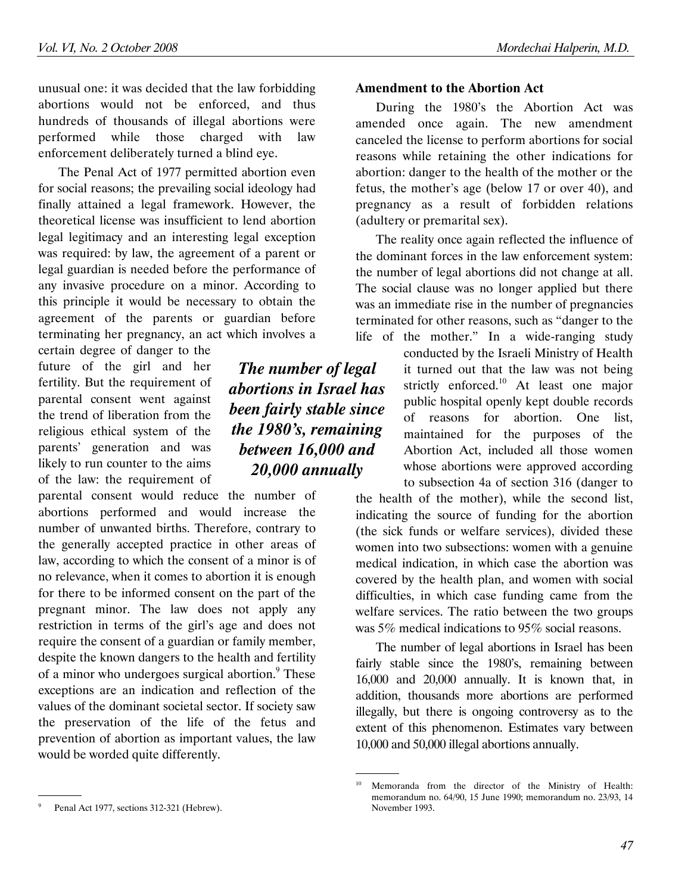unusual one: it was decided that the law forbidding abortions would not be enforced, and thus hundreds of thousands of illegal abortions were performed while those charged with law enforcement deliberately turned a blind eye.

The Penal Act of 1977 permitted abortion even for social reasons; the prevailing social ideology had finally attained a legal framework. However, the theoretical license was insufficient to lend abortion legal legitimacy and an interesting legal exception was required: by law, the agreement of a parent or legal guardian is needed before the performance of any invasive procedure on a minor. According to this principle it would be necessary to obtain the agreement of the parents or guardian before terminating her pregnancy, an act which involves a certain degree of danger to the future of the girl and her fertility. But the requirement of parental consent went against the trend of liberation from the religious ethical system of the parents' generation and was likely to run counter to the aims of the law: the requirement of parental consent would reduce the number of abortions performed and would increase the number of unwanted births. Therefore, contrary to the generally accepted practice in other areas of law, according to which the consent of a minor is of no relevance, when it comes to abortion it is enough for there to be informed consent on the part of the pregnant minor. The law does not apply any restriction in terms of the girl's age and does not require the consent of a guardian or family member, despite the known dangers to the health and fertility of a minor who undergoes surgical abortion.[9] These exceptions are an indication and reflection of the values of the dominant societal sector. If society saw the preservation of the life of the fetus and prevention of abortion as important values, the law would be worded quite differently.

***The number of legal abortions in Israel has been fairly stable since the 1980's, remaining between 16,000 and 20,000 annually***

**Amendment to the Abortion Act**

During the 1980's the Abortion Act was amended once again. The new amendment canceled the license to perform abortions for social reasons while retaining the other indications for abortion: danger to the health of the mother or the fetus, the mother's age (below 17 or over 40), and pregnancy as a result of forbidden relations (adultery or premarital sex).

The reality once again reflected the influence of the dominant forces in the law enforcement system: the number of legal abortions did not change at all. The social clause was no longer applied but there was an immediate rise in the number of pregnancies terminated for other reasons, such as "danger to the life of the mother." In a wide-ranging study conducted by the Israeli Ministry of Health it turned out that the law was not being strictly enforced.[10] At least one major public hospital openly kept double records of reasons for abortion. One list, maintained for the purposes of the Abortion Act, included all those women whose abortions were approved according to subsection 4a of section 316 (danger to the health of the mother), while the second list, indicating the source of funding for the abortion (the sick funds or welfare services), divided these women into two subsections: women with a genuine medical indication, in which case the abortion was covered by the health plan, and women with social difficulties, in which case funding came from the welfare services. The ratio between the two groups was 5% medical indications to 95% social reasons.

The number of legal abortions in Israel has been fairly stable since the 1980's, remaining between 16,000 and 20,000 annually. It is known that, in addition, thousands more abortions are performed illegally, but there is ongoing controversy as to the extent of this phenomenon. Estimates vary between 10,000 and 50,000 illegal abortions annually.

---

[9] Penal Act 1977, sections 312-321 (Hebrew).

[10] Memoranda from the director of the Ministry of Health: memorandum no. 64/90, 15 June 1990; memorandum no. 23/93, 14 November 1993.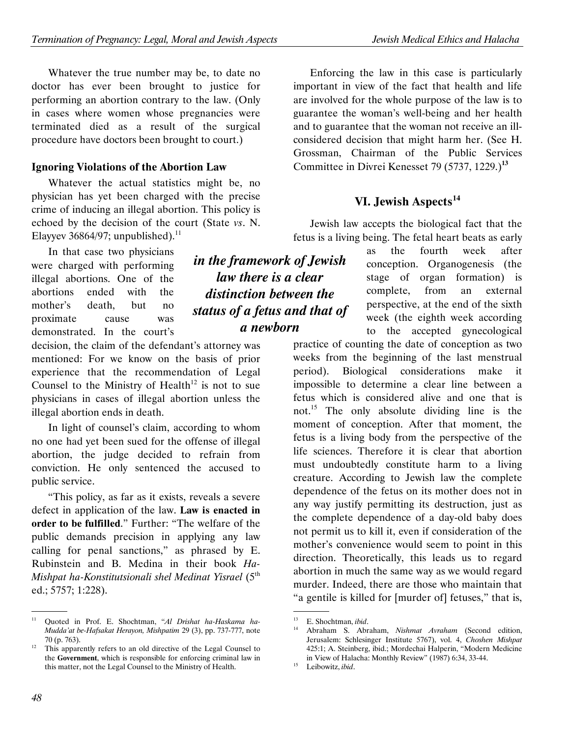Whatever the true number may be, to date no doctor has ever been brought to justice for performing an abortion contrary to the law. (Only in cases where women whose pregnancies were terminated died as a result of the surgical procedure have doctors been brought to court.)

### Ignoring Violations of the Abortion Law

Whatever the actual statistics might be, no physician has yet been charged with the precise crime of inducing an illegal abortion. This policy is echoed by the decision of the court (State *vs*. N. Elayyev 36864/97; unpublished).[11]

In that case two physicians were charged with performing illegal abortions. One of the abortions ended with the mother's death, but no proximate cause was demonstrated. In the court's decision, the claim of the defendant's attorney was mentioned: For we know on the basis of prior experience that the recommendation of Legal Counsel to the Ministry of Health[12] is not to sue physicians in cases of illegal abortion unless the illegal abortion ends in death.

In light of counsel's claim, according to whom no one had yet been sued for the offense of illegal abortion, the judge decided to refrain from conviction. He only sentenced the accused to public service.

"This policy, as far as it exists, reveals a severe defect in application of the law. **Law is enacted in order to be fulfilled**." Further: "The welfare of the public demands precision in applying any law calling for penal sanctions," as phrased by E. Rubinstein and B. Medina in their book *Ha-Mishpat ha-Konstitutsionali shel Medinat Yisrael* (5th ed.; 5757; 1:228).

Enforcing the law in this case is particularly important in view of the fact that health and life are involved for the whole purpose of the law is to guarantee the woman's well-being and her health and to guarantee that the woman not receive an ill-considered decision that might harm her. (See H. Grossman, Chairman of the Public Services Committee in Divrei Kenesset 79 (5737, 1229.)[13]

## VI. Jewish Aspects[14]

***in the framework of Jewish law there is a clear distinction between the status of a fetus and that of a newborn***

Jewish law accepts the biological fact that the fetus is a living being. The fetal heart beats as early as the fourth week after conception. Organogenesis (the stage of organ formation) is complete, from an external perspective, at the end of the sixth week (the eighth week according to the accepted gynecological practice of counting the date of conception as two weeks from the beginning of the last menstrual period). Biological considerations make it impossible to determine a clear line between a fetus which is considered alive and one that is not.[15] The only absolute dividing line is the moment of conception. After that moment, the fetus is a living body from the perspective of the life sciences. Therefore it is clear that abortion must undoubtedly constitute harm to a living creature. According to Jewish law the complete dependence of the fetus on its mother does not in any way justify permitting its destruction, just as the complete dependence of a day-old baby does not permit us to kill it, even if consideration of the mother's convenience would seem to point in this direction. Theoretically, this leads us to regard abortion in much the same way as we would regard murder. Indeed, there are those who maintain that "a gentile is killed for [murder of] fetuses," that is,

---

[11] Quoted in Prof. E. Shochtman, "*Al Drishat ha-Haskama ha-Mudda'at be-Hafsakat Herayon, Mishpatim* 29 (3), pp. 737-777, note 70 (p. 763).

[12] This apparently refers to an old directive of the Legal Counsel to the **Government**, which is responsible for enforcing criminal law in this matter, not the Legal Counsel to the Ministry of Health.

[13] E. Shochtman, *ibid*.

[14] Abraham S. Abraham, *Nishmat Avraham* (Second edition, Jerusalem: Schlesinger Institute 5767), vol. 4, *Choshen Mishpat* 425:1; A. Steinberg, ibid.; Mordechai Halperin, "Modern Medicine in View of Halacha: Monthly Review" (1987) 6:34, 33-44.

[15] Leibowitz, *ibid*.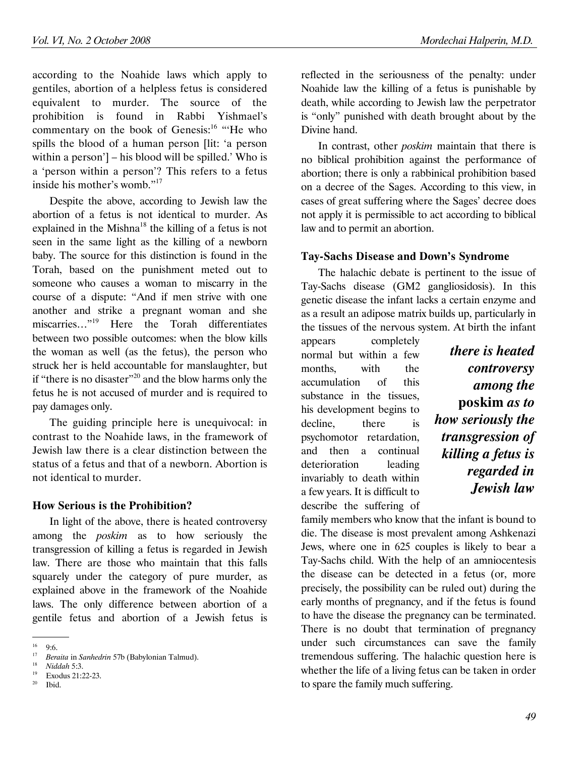according to the Noahide laws which apply to gentiles, abortion of a helpless fetus is considered equivalent to murder. The source of the prohibition is found in Rabbi Yishmael's commentary on the book of Genesis:[16] "'He who spills the blood of a human person [lit: 'a person within a person'] – his blood will be spilled.' Who is a 'person within a person'? This refers to a fetus inside his mother's womb."[17]

Despite the above, according to Jewish law the abortion of a fetus is not identical to murder. As explained in the Mishna[18] the killing of a fetus is not seen in the same light as the killing of a newborn baby. The source for this distinction is found in the Torah, based on the punishment meted out to someone who causes a woman to miscarry in the course of a dispute: "And if men strive with one another and strike a pregnant woman and she miscarries…"[19] Here the Torah differentiates between two possible outcomes: when the blow kills the woman as well (as the fetus), the person who struck her is held accountable for manslaughter, but if "there is no disaster"[20] and the blow harms only the fetus he is not accused of murder and is required to pay damages only.

The guiding principle here is unequivocal: in contrast to the Noahide laws, in the framework of Jewish law there is a clear distinction between the status of a fetus and that of a newborn. Abortion is not identical to murder.

### How Serious is the Prohibition?

In light of the above, there is heated controversy among the *poskim* as to how seriously the transgression of killing a fetus is regarded in Jewish law. There are those who maintain that this falls squarely under the category of pure murder, as explained above in the framework of the Noahide laws. The only difference between abortion of a gentile fetus and abortion of a Jewish fetus is reflected in the seriousness of the penalty: under Noahide law the killing of a fetus is punishable by death, while according to Jewish law the perpetrator is "only" punished with death brought about by the Divine hand.

In contrast, other *poskim* maintain that there is no biblical prohibition against the performance of abortion; there is only a rabbinical prohibition based on a decree of the Sages. According to this view, in cases of great suffering where the Sages' decree does not apply it is permissible to act according to biblical law and to permit an abortion.

### Tay-Sachs Disease and Down's Syndrome

The halachic debate is pertinent to the issue of Tay-Sachs disease (GM2 gangliosidosis). In this genetic disease the infant lacks a certain enzyme and as a result an adipose matrix builds up, particularly in the tissues of the nervous system. At birth the infant appears completely normal but within a few months, with the accumulation of this substance in the tissues, his development begins to decline, there is psychomotor retardation, and then a continual deterioration leading invariably to death within a few years. It is difficult to describe the suffering of family members who know that the infant is bound to die. The disease is most prevalent among Ashkenazi Jews, where one in 625 couples is likely to bear a Tay-Sachs child. With the help of an amniocentesis the disease can be detected in a fetus (or, more precisely, the possibility can be ruled out) during the early months of pregnancy, and if the fetus is found to have the disease the pregnancy can be terminated. There is no doubt that termination of pregnancy under such circumstances can save the family tremendous suffering. The halachic question here is whether the life of a living fetus can be taken in order to spare the family much suffering.

> ***there is heated controversy among the* poskim *as to how seriously the transgression of killing a fetus is regarded in Jewish law***

---

[16] 9:6.

[17] *Beraita* in *Sanhedrin* 57b (Babylonian Talmud).

[18] *Niddah* 5:3.

[19] Exodus 21:22-23.

[20] Ibid.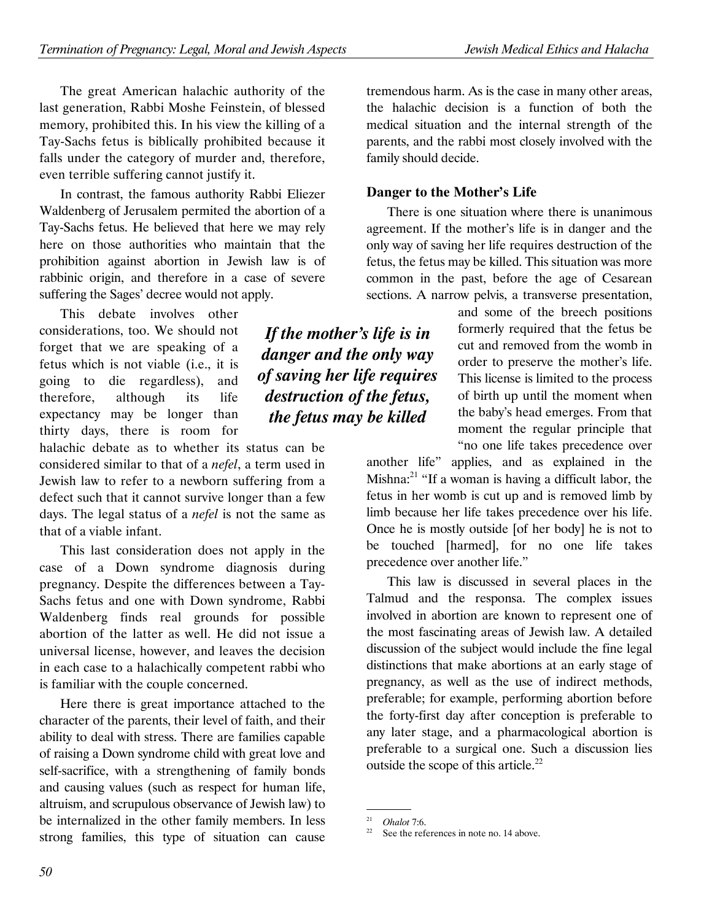The great American halachic authority of the last generation, Rabbi Moshe Feinstein, of blessed memory, prohibited this. In his view the killing of a Tay-Sachs fetus is biblically prohibited because it falls under the category of murder and, therefore, even terrible suffering cannot justify it.

In contrast, the famous authority Rabbi Eliezer Waldenberg of Jerusalem permited the abortion of a Tay-Sachs fetus. He believed that here we may rely here on those authorities who maintain that the prohibition against abortion in Jewish law is of rabbinic origin, and therefore in a case of severe suffering the Sages' decree would not apply.

This debate involves other considerations, too. We should not forget that we are speaking of a fetus which is not viable (i.e., it is going to die regardless), and therefore, although its life expectancy may be longer than thirty days, there is room for halachic debate as to whether its status can be considered similar to that of a *nefel*, a term used in Jewish law to refer to a newborn suffering from a defect such that it cannot survive longer than a few days. The legal status of a *nefel* is not the same as that of a viable infant.

This last consideration does not apply in the case of a Down syndrome diagnosis during pregnancy. Despite the differences between a Tay-Sachs fetus and one with Down syndrome, Rabbi Waldenberg finds real grounds for possible abortion of the latter as well. He did not issue a universal license, however, and leaves the decision in each case to a halachically competent rabbi who is familiar with the couple concerned.

Here there is great importance attached to the character of the parents, their level of faith, and their ability to deal with stress. There are families capable of raising a Down syndrome child with great love and self-sacrifice, with a strengthening of family bonds and causing values (such as respect for human life, altruism, and scrupulous observance of Jewish law) to be internalized in the other family members. In less strong families, this type of situation can cause tremendous harm. As is the case in many other areas, the halachic decision is a function of both the medical situation and the internal strength of the parents, and the rabbi most closely involved with the family should decide.

### Danger to the Mother's Life

There is one situation where there is unanimous agreement. If the mother's life is in danger and the only way of saving her life requires destruction of the fetus, the fetus may be killed. This situation was more common in the past, before the age of Cesarean sections. A narrow pelvis, a transverse presentation, and some of the breech positions formerly required that the fetus be cut and removed from the womb in order to preserve the mother's life. This license is limited to the process of birth up until the moment when the baby's head emerges. From that moment the regular principle that "no one life takes precedence over another life" applies, and as explained in the Mishna:[21] "If a woman is having a difficult labor, the fetus in her womb is cut up and is removed limb by limb because her life takes precedence over his life. Once he is mostly outside [of her body] he is not to be touched [harmed], for no one life takes precedence over another life."

***If the mother's life is in danger and the only way of saving her life requires destruction of the fetus, the fetus may be killed***

This law is discussed in several places in the Talmud and the responsa. The complex issues involved in abortion are known to represent one of the most fascinating areas of Jewish law. A detailed discussion of the subject would include the fine legal distinctions that make abortions at an early stage of pregnancy, as well as the use of indirect methods, preferable; for example, performing abortion before the forty-first day after conception is preferable to any later stage, and a pharmacological abortion is preferable to a surgical one. Such a discussion lies outside the scope of this article.[22]

---

[21] *Ohalot* 7:6.

[22] See the references in note no. 14 above.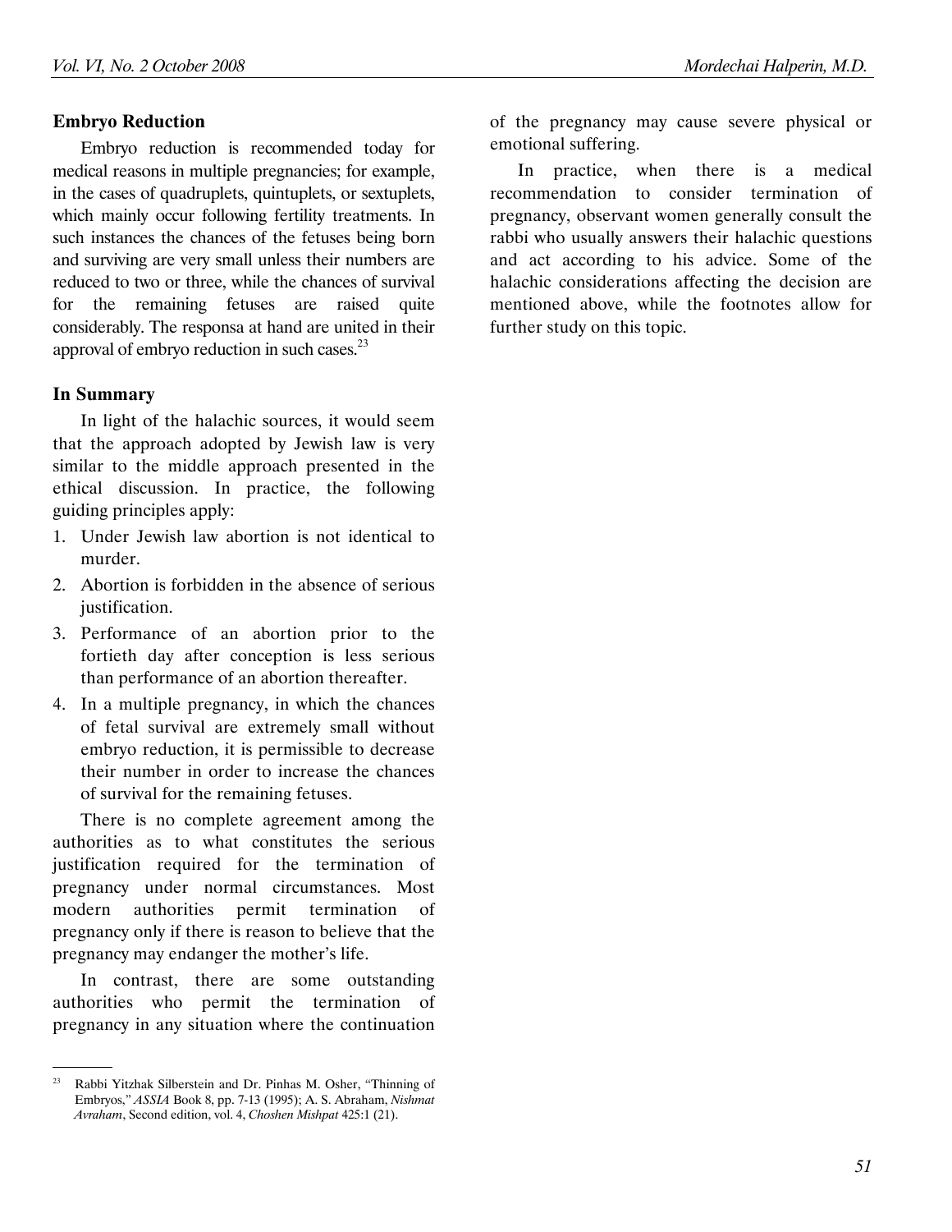## Embryo Reduction

Embryo reduction is recommended today for medical reasons in multiple pregnancies; for example, in the cases of quadruplets, quintuplets, or sextuplets, which mainly occur following fertility treatments. In such instances the chances of the fetuses being born and surviving are very small unless their numbers are reduced to two or three, while the chances of survival for the remaining fetuses are raised quite considerably. The responsa at hand are united in their approval of embryo reduction in such cases.[23]

## In Summary

In light of the halachic sources, it would seem that the approach adopted by Jewish law is very similar to the middle approach presented in the ethical discussion. In practice, the following guiding principles apply:

1. Under Jewish law abortion is not identical to murder.
2. Abortion is forbidden in the absence of serious justification.
3. Performance of an abortion prior to the fortieth day after conception is less serious than performance of an abortion thereafter.
4. In a multiple pregnancy, in which the chances of fetal survival are extremely small without embryo reduction, it is permissible to decrease their number in order to increase the chances of survival for the remaining fetuses.

There is no complete agreement among the authorities as to what constitutes the serious justification required for the termination of pregnancy under normal circumstances. Most modern authorities permit termination of pregnancy only if there is reason to believe that the pregnancy may endanger the mother's life.

In contrast, there are some outstanding authorities who permit the termination of pregnancy in any situation where the continuation of the pregnancy may cause severe physical or emotional suffering.

In practice, when there is a medical recommendation to consider termination of pregnancy, observant women generally consult the rabbi who usually answers their halachic questions and act according to his advice. Some of the halachic considerations affecting the decision are mentioned above, while the footnotes allow for further study on this topic.

---

[23] Rabbi Yitzhak Silberstein and Dr. Pinhas M. Osher, "Thinning of Embryos," *ASSIA* Book 8, pp. 7-13 (1995); A. S. Abraham, *Nishmat Avraham*, Second edition, vol. 4, *Choshen Mishpat* 425:1 (21).